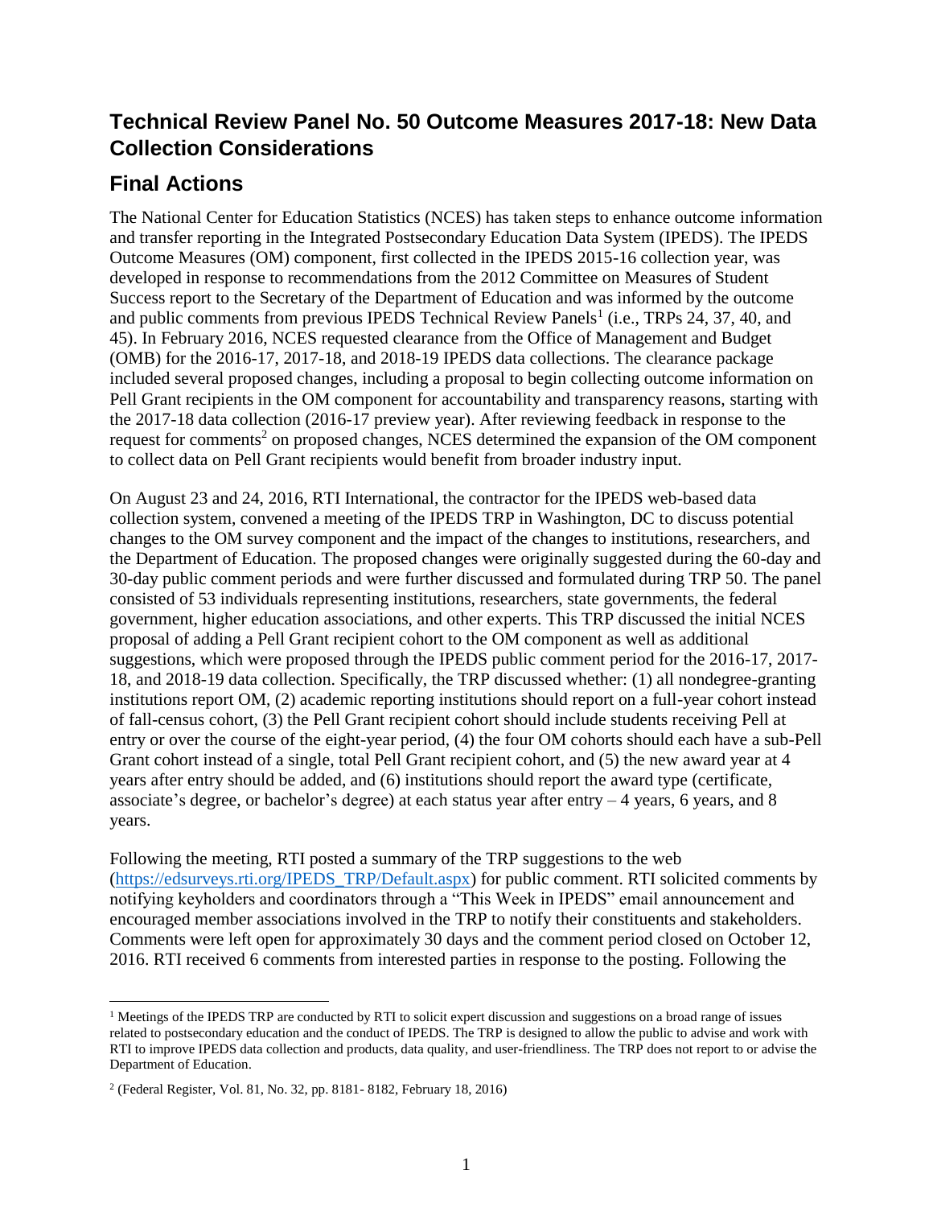## Technical Review Panel No. 50 Outcome Measures 2017-18: New Data Collection Considerations

## Final Actions

The National Center for Education Statistics (NCES) has taken steps to enhance outcome information and transfer reporting in the Integrated Postsecondary Education Data System (IPEDS). The IPEDS Outcome Measures (OM) component, first collected in the IPEDS 2015-16 collection year, was developed in response to recommendations from the 2012 Committee on Measures of Student Success report to the Secretary of the Department of Education and was informed by the outcome and public comments from previous IPEDS Technical Review Panels[1] (i.e., TRPs 24, 37, 40, and 45). In February 2016, NCES requested clearance from the Office of Management and Budget (OMB) for the 2016-17, 2017-18, and 2018-19 IPEDS data collections. The clearance package included several proposed changes, including a proposal to begin collecting outcome information on Pell Grant recipients in the OM component for accountability and transparency reasons, starting with the 2017-18 data collection (2016-17 preview year). After reviewing feedback in response to the request for comments[2] on proposed changes, NCES determined the expansion of the OM component to collect data on Pell Grant recipients would benefit from broader industry input.

On August 23 and 24, 2016, RTI International, the contractor for the IPEDS web-based data collection system, convened a meeting of the IPEDS TRP in Washington, DC to discuss potential changes to the OM survey component and the impact of the changes to institutions, researchers, and the Department of Education. The proposed changes were originally suggested during the 60-day and 30-day public comment periods and were further discussed and formulated during TRP 50. The panel consisted of 53 individuals representing institutions, researchers, state governments, the federal government, higher education associations, and other experts. This TRP discussed the initial NCES proposal of adding a Pell Grant recipient cohort to the OM component as well as additional suggestions, which were proposed through the IPEDS public comment period for the 2016-17, 2017-18, and 2018-19 data collection. Specifically, the TRP discussed whether: (1) all nondegree-granting institutions report OM, (2) academic reporting institutions should report on a full-year cohort instead of fall-census cohort, (3) the Pell Grant recipient cohort should include students receiving Pell at entry or over the course of the eight-year period, (4) the four OM cohorts should each have a sub-Pell Grant cohort instead of a single, total Pell Grant recipient cohort, and (5) the new award year at 4 years after entry should be added, and (6) institutions should report the award type (certificate, associate's degree, or bachelor's degree) at each status year after entry – 4 years, 6 years, and 8 years.

Following the meeting, RTI posted a summary of the TRP suggestions to the web (https://edsurveys.rti.org/IPEDS_TRP/Default.aspx) for public comment. RTI solicited comments by notifying keyholders and coordinators through a "This Week in IPEDS" email announcement and encouraged member associations involved in the TRP to notify their constituents and stakeholders. Comments were left open for approximately 30 days and the comment period closed on October 12, 2016. RTI received 6 comments from interested parties in response to the posting. Following the

---

[1] Meetings of the IPEDS TRP are conducted by RTI to solicit expert discussion and suggestions on a broad range of issues related to postsecondary education and the conduct of IPEDS. The TRP is designed to allow the public to advise and work with RTI to improve IPEDS data collection and products, data quality, and user-friendliness. The TRP does not report to or advise the Department of Education.

[2] (Federal Register, Vol. 81, No. 32, pp. 8181- 8182, February 18, 2016)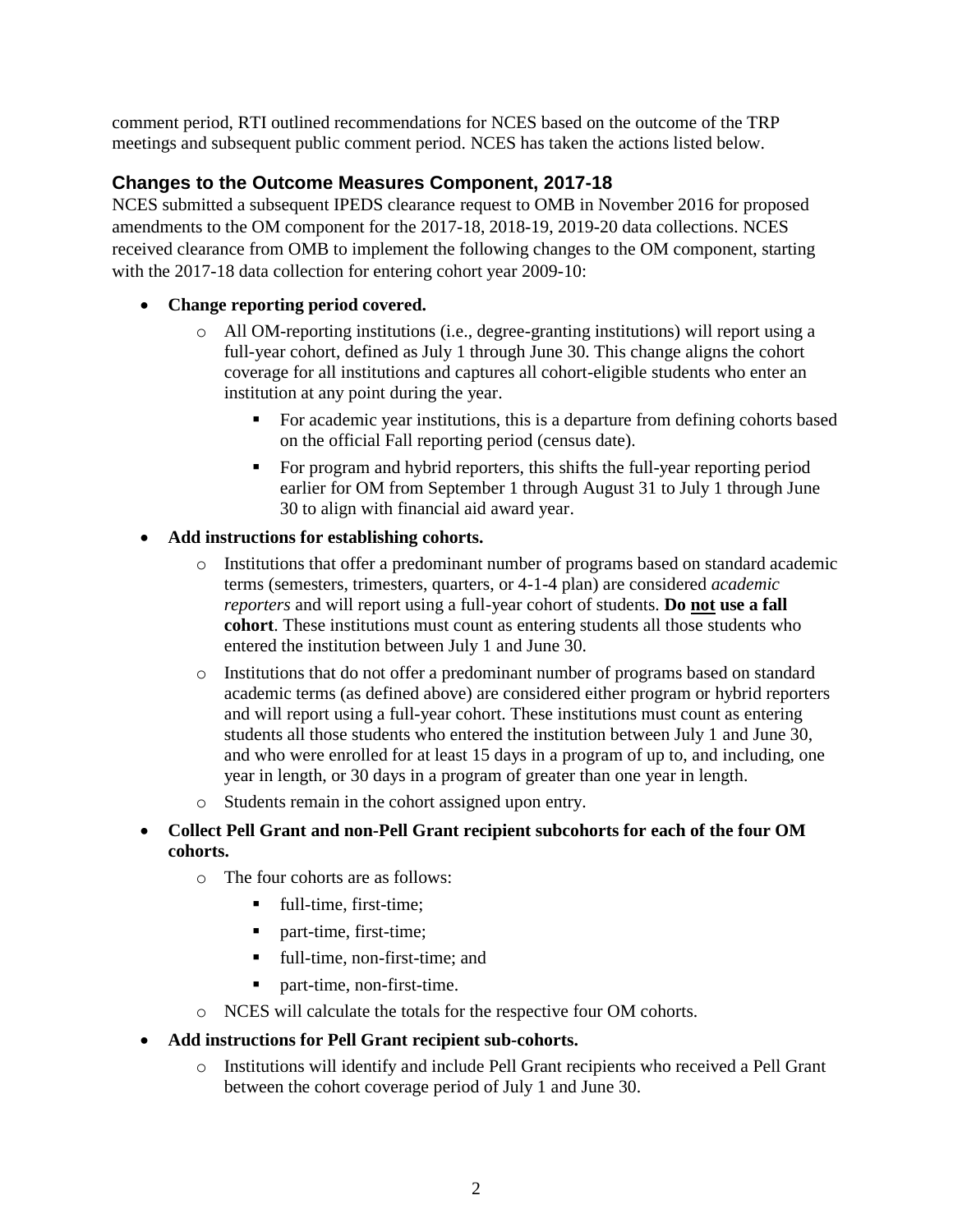comment period, RTI outlined recommendations for NCES based on the outcome of the TRP meetings and subsequent public comment period. NCES has taken the actions listed below.

### Changes to the Outcome Measures Component, 2017-18

NCES submitted a subsequent IPEDS clearance request to OMB in November 2016 for proposed amendments to the OM component for the 2017-18, 2018-19, 2019-20 data collections. NCES received clearance from OMB to implement the following changes to the OM component, starting with the 2017-18 data collection for entering cohort year 2009-10:

- **Change reporting period covered.**
  - All OM-reporting institutions (i.e., degree-granting institutions) will report using a full-year cohort, defined as July 1 through June 30. This change aligns the cohort coverage for all institutions and captures all cohort-eligible students who enter an institution at any point during the year.
    - For academic year institutions, this is a departure from defining cohorts based on the official Fall reporting period (census date).
    - For program and hybrid reporters, this shifts the full-year reporting period earlier for OM from September 1 through August 31 to July 1 through June 30 to align with financial aid award year.
- **Add instructions for establishing cohorts.**
  - Institutions that offer a predominant number of programs based on standard academic terms (semesters, trimesters, quarters, or 4-1-4 plan) are considered *academic reporters* and will report using a full-year cohort of students. **Do <u>not</u> use a fall cohort**. These institutions must count as entering students all those students who entered the institution between July 1 and June 30.
  - Institutions that do not offer a predominant number of programs based on standard academic terms (as defined above) are considered either program or hybrid reporters and will report using a full-year cohort. These institutions must count as entering students all those students who entered the institution between July 1 and June 30, and who were enrolled for at least 15 days in a program of up to, and including, one year in length, or 30 days in a program of greater than one year in length.
  - Students remain in the cohort assigned upon entry.
- **Collect Pell Grant and non-Pell Grant recipient subcohorts for each of the four OM cohorts.**
  - The four cohorts are as follows:
    - full-time, first-time;
    - part-time, first-time;
    - full-time, non-first-time; and
    - part-time, non-first-time.
  - NCES will calculate the totals for the respective four OM cohorts.
- **Add instructions for Pell Grant recipient sub-cohorts.**
  - Institutions will identify and include Pell Grant recipients who received a Pell Grant between the cohort coverage period of July 1 and June 30.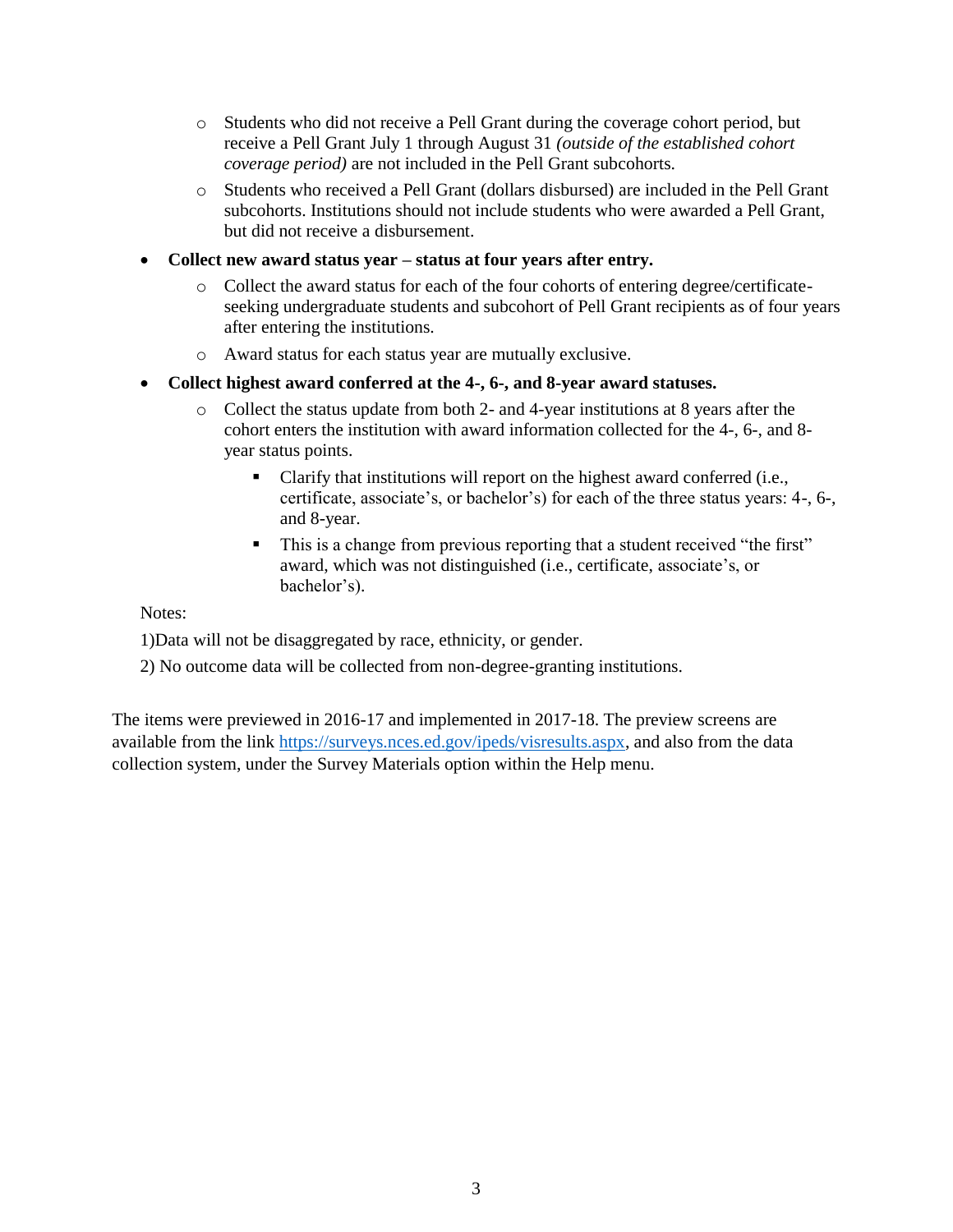- Students who did not receive a Pell Grant during the coverage cohort period, but receive a Pell Grant July 1 through August 31 *(outside of the established cohort coverage period)* are not included in the Pell Grant subcohorts.
  - Students who received a Pell Grant (dollars disbursed) are included in the Pell Grant subcohorts. Institutions should not include students who were awarded a Pell Grant, but did not receive a disbursement.

- **Collect new award status year – status at four years after entry.**
  - Collect the award status for each of the four cohorts of entering degree/certificate-seeking undergraduate students and subcohort of Pell Grant recipients as of four years after entering the institutions.
  - Award status for each status year are mutually exclusive.

- **Collect highest award conferred at the 4-, 6-, and 8-year award statuses.**
  - Collect the status update from both 2- and 4-year institutions at 8 years after the cohort enters the institution with award information collected for the 4-, 6-, and 8-year status points.
    - Clarify that institutions will report on the highest award conferred (i.e., certificate, associate's, or bachelor's) for each of the three status years: 4-, 6-, and 8-year.
    - This is a change from previous reporting that a student received "the first" award, which was not distinguished (i.e., certificate, associate's, or bachelor's).

Notes:

1)Data will not be disaggregated by race, ethnicity, or gender.

2) No outcome data will be collected from non-degree-granting institutions.

The items were previewed in 2016-17 and implemented in 2017-18. The preview screens are available from the link [https://surveys.nces.ed.gov/ipeds/visresults.aspx](https://surveys.nces.ed.gov/ipeds/visresults.aspx), and also from the data collection system, under the Survey Materials option within the Help menu.